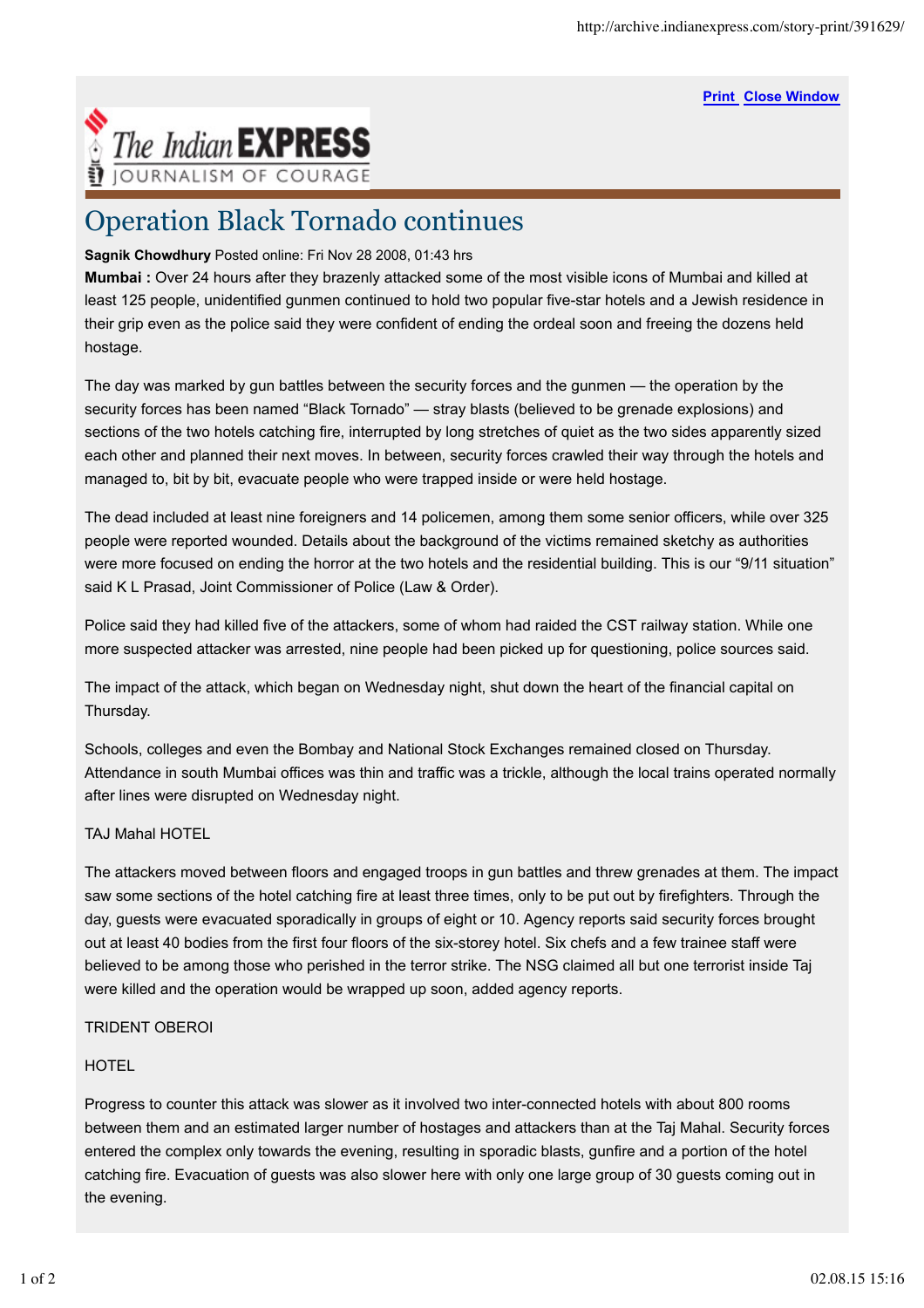# Operation Black Tornado continues

**Sagnik Chowdhury** Posted online: Fri Nov 28 2008, 01:43 hrs

**Mumbai :** Over 24 hours after they brazenly attacked some of the most visible icons of Mumbai and killed at least 125 people, unidentified gunmen continued to hold two popular five-star hotels and a Jewish residence in their grip even as the police said they were confident of ending the ordeal soon and freeing the dozens held hostage.

The day was marked by gun battles between the security forces and the gunmen — the operation by the security forces has been named "Black Tornado" — stray blasts (believed to be grenade explosions) and sections of the two hotels catching fire, interrupted by long stretches of quiet as the two sides apparently sized each other and planned their next moves. In between, security forces crawled their way through the hotels and managed to, bit by bit, evacuate people who were trapped inside or were held hostage.

The dead included at least nine foreigners and 14 policemen, among them some senior officers, while over 325 people were reported wounded. Details about the background of the victims remained sketchy as authorities were more focused on ending the horror at the two hotels and the residential building. This is our "9/11 situation" said K L Prasad, Joint Commissioner of Police (Law & Order).

Police said they had killed five of the attackers, some of whom had raided the CST railway station. While one more suspected attacker was arrested, nine people had been picked up for questioning, police sources said.

The impact of the attack, which began on Wednesday night, shut down the heart of the financial capital on Thursday.

Schools, colleges and even the Bombay and National Stock Exchanges remained closed on Thursday. Attendance in south Mumbai offices was thin and traffic was a trickle, although the local trains operated normally after lines were disrupted on Wednesday night.

TAJ Mahal HOTEL

The attackers moved between floors and engaged troops in gun battles and threw grenades at them. The impact saw some sections of the hotel catching fire at least three times, only to be put out by firefighters. Through the day, guests were evacuated sporadically in groups of eight or 10. Agency reports said security forces brought out at least 40 bodies from the first four floors of the six-storey hotel. Six chefs and a few trainee staff were believed to be among those who perished in the terror strike. The NSG claimed all but one terrorist inside Taj were killed and the operation would be wrapped up soon, added agency reports.

TRIDENT OBEROI

HOTEL

Progress to counter this attack was slower as it involved two inter-connected hotels with about 800 rooms between them and an estimated larger number of hostages and attackers than at the Taj Mahal. Security forces entered the complex only towards the evening, resulting in sporadic blasts, gunfire and a portion of the hotel catching fire. Evacuation of guests was also slower here with only one large group of 30 guests coming out in the evening.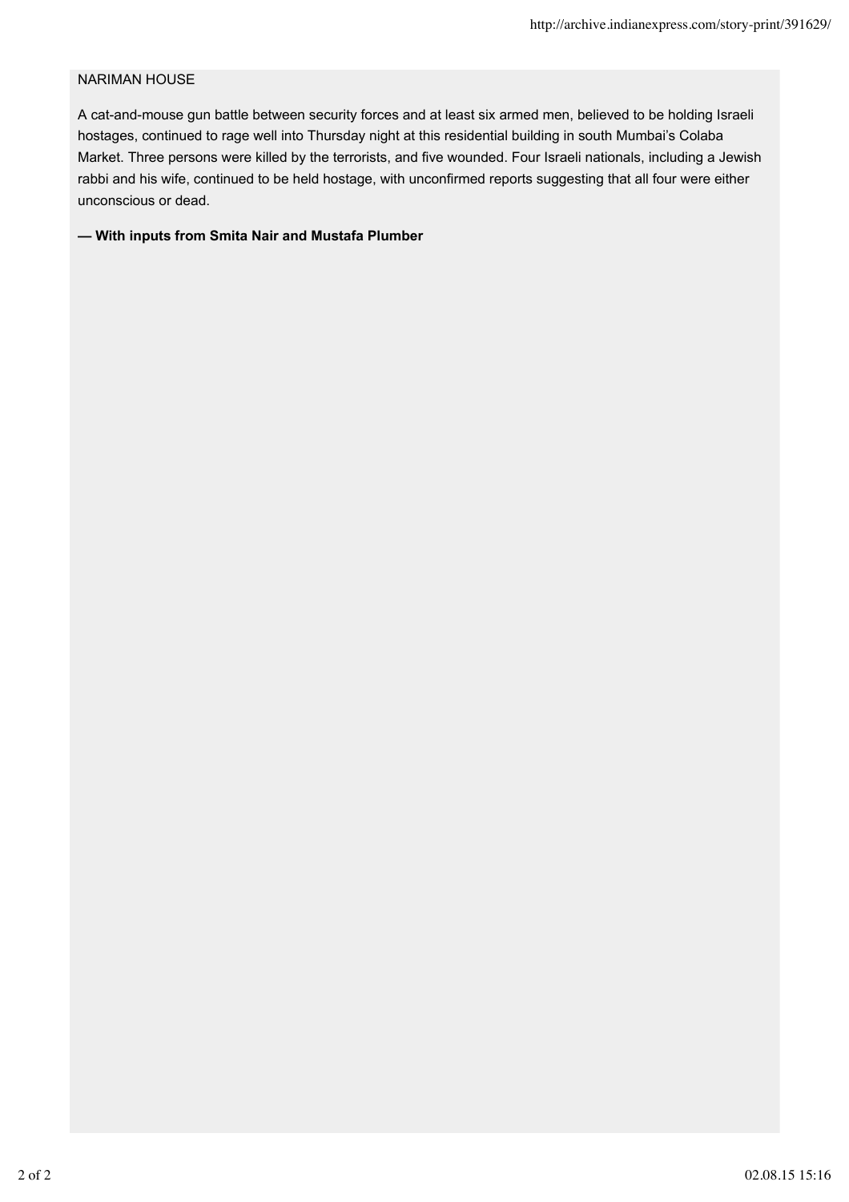NARIMAN HOUSE

A cat-and-mouse gun battle between security forces and at least six armed men, believed to be holding Israeli hostages, continued to rage well into Thursday night at this residential building in south Mumbai's Colaba Market. Three persons were killed by the terrorists, and five wounded. Four Israeli nationals, including a Jewish rabbi and his wife, continued to be held hostage, with unconfirmed reports suggesting that all four were either unconscious or dead.

**— With inputs from Smita Nair and Mustafa Plumber**